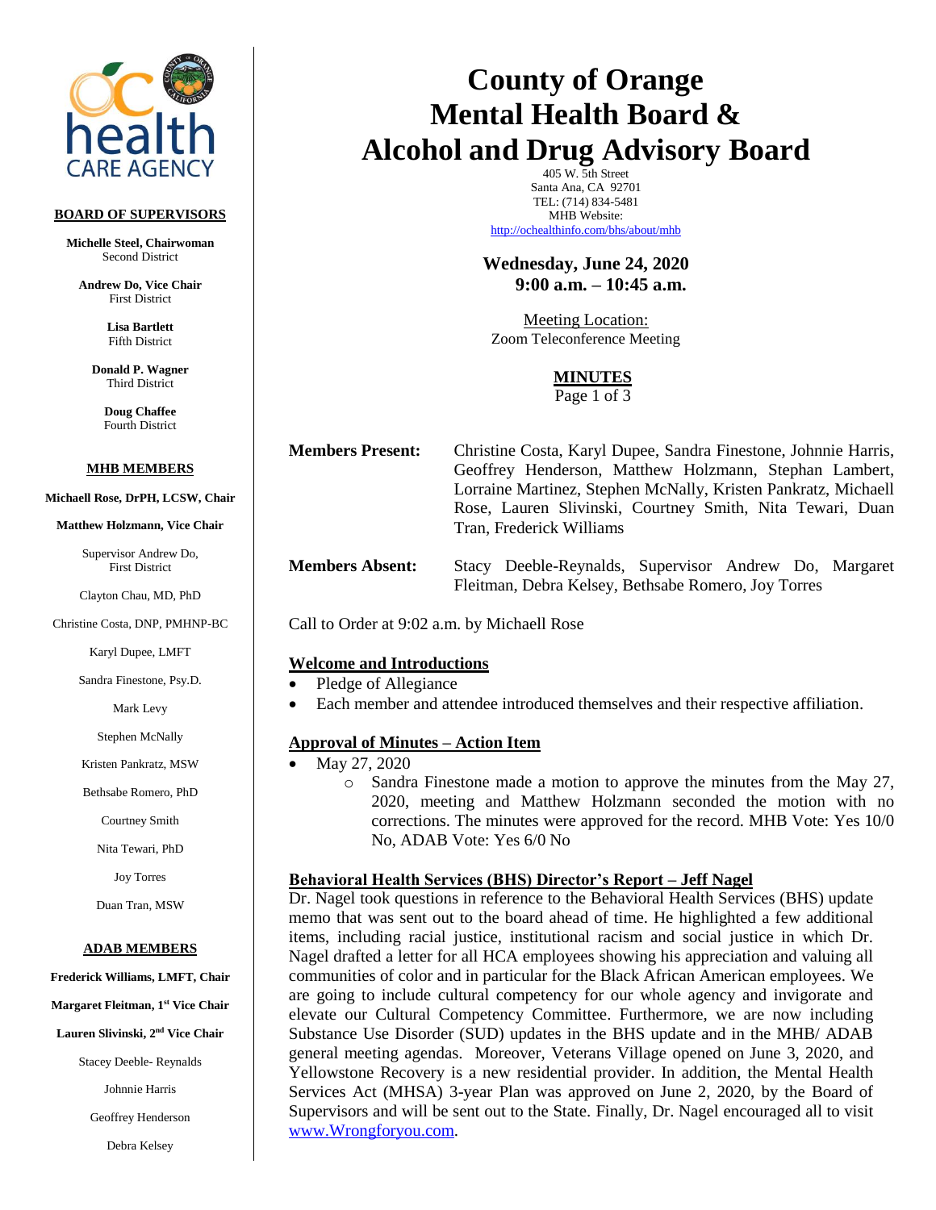**BOARD OF SUPERVISORS**

**Michelle Steel, Chairwoman**
Second District

**Andrew Do, Vice Chair**
First District

**Lisa Bartlett**
Fifth District

**Donald P. Wagner**
Third District

**Doug Chaffee**
Fourth District

**MHB MEMBERS**

**Michaell Rose, DrPH, LCSW, Chair**

**Matthew Holzmann, Vice Chair**

Supervisor Andrew Do, First District

Clayton Chau, MD, PhD

Christine Costa, DNP, PMHNP-BC

Karyl Dupee, LMFT

Sandra Finestone, Psy.D.

Mark Levy

Stephen McNally

Kristen Pankratz, MSW

Bethsabe Romero, PhD

Courtney Smith

Nita Tewari, PhD

Joy Torres

Duan Tran, MSW

**ADAB MEMBERS**

**Frederick Williams, LMFT, Chair**

**Margaret Fleitman, 1st Vice Chair**

**Lauren Slivinski, 2nd Vice Chair**

Stacey Deeble- Reynalds

Johnnie Harris

Geoffrey Henderson

Debra Kelsey

# County of Orange Mental Health Board & Alcohol and Drug Advisory Board

405 W. 5th Street
Santa Ana, CA 92701
TEL: (714) 834-5481
MHB Website:
http://ochealthinfo.com/bhs/about/mhb

**Wednesday, June 24, 2020**
**9:00 a.m. – 10:45 a.m.**

Meeting Location:
Zoom Teleconference Meeting

## MINUTES

**Members Present:** Christine Costa, Karyl Dupee, Sandra Finestone, Johnnie Harris, Geoffrey Henderson, Matthew Holzmann, Stephan Lambert, Lorraine Martinez, Stephen McNally, Kristen Pankratz, Michaell Rose, Lauren Slivinski, Courtney Smith, Nita Tewari, Duan Tran, Frederick Williams

**Members Absent:** Stacy Deeble-Reynalds, Supervisor Andrew Do, Margaret Fleitman, Debra Kelsey, Bethsabe Romero, Joy Torres

Call to Order at 9:02 a.m. by Michaell Rose

### Welcome and Introductions

- Pledge of Allegiance
- Each member and attendee introduced themselves and their respective affiliation.

### Approval of Minutes – Action Item

- May 27, 2020
  - Sandra Finestone made a motion to approve the minutes from the May 27, 2020, meeting and Matthew Holzmann seconded the motion with no corrections. The minutes were approved for the record. MHB Vote: Yes 10/0 No, ADAB Vote: Yes 6/0 No

### Behavioral Health Services (BHS) Director's Report – Jeff Nagel

Dr. Nagel took questions in reference to the Behavioral Health Services (BHS) update memo that was sent out to the board ahead of time. He highlighted a few additional items, including racial justice, institutional racism and social justice in which Dr. Nagel drafted a letter for all HCA employees showing his appreciation and valuing all communities of color and in particular for the Black African American employees. We are going to include cultural competency for our whole agency and invigorate and elevate our Cultural Competency Committee. Furthermore, we are now including Substance Use Disorder (SUD) updates in the BHS update and in the MHB/ ADAB general meeting agendas. Moreover, Veterans Village opened on June 3, 2020, and Yellowstone Recovery is a new residential provider. In addition, the Mental Health Services Act (MHSA) 3-year Plan was approved on June 2, 2020, by the Board of Supervisors and will be sent out to the State. Finally, Dr. Nagel encouraged all to visit www.Wrongforyou.com.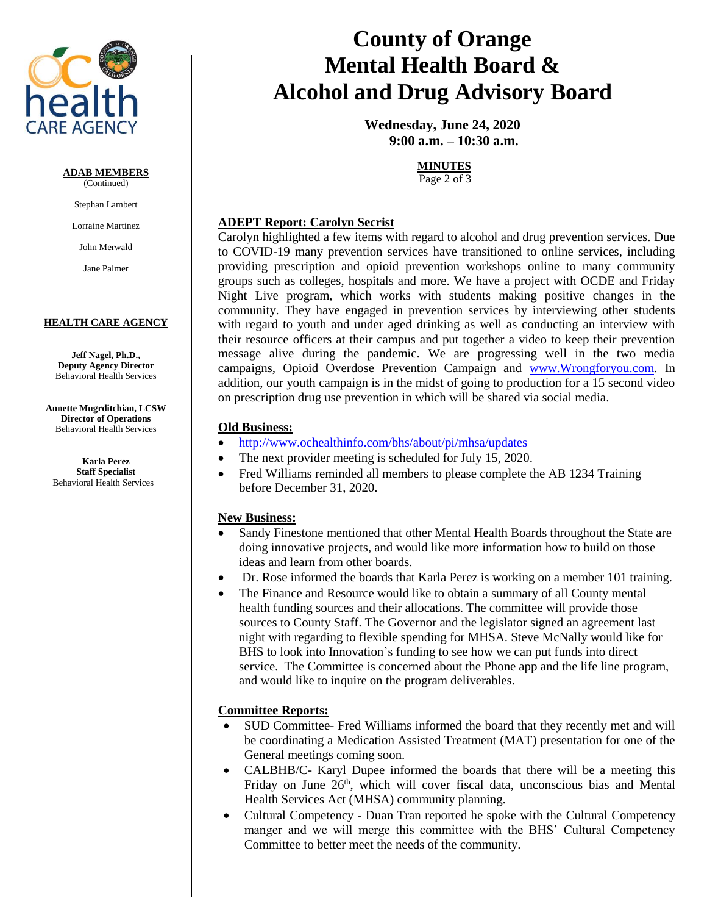# County of Orange Mental Health Board & Alcohol and Drug Advisory Board

**Wednesday, June 24, 2020**
**9:00 a.m. – 10:30 a.m.**

**MINUTES**

**ADAB MEMBERS**
(Continued)

Stephan Lambert

Lorraine Martinez

John Merwald

Jane Palmer

**HEALTH CARE AGENCY**

**Jeff Nagel, Ph.D.,**
**Deputy Agency Director**
Behavioral Health Services

**Annette Mugrditchian, LCSW**
**Director of Operations**
Behavioral Health Services

**Karla Perez**
**Staff Specialist**
Behavioral Health Services

## ADEPT Report: Carolyn Secrist

Carolyn highlighted a few items with regard to alcohol and drug prevention services. Due to COVID-19 many prevention services have transitioned to online services, including providing prescription and opioid prevention workshops online to many community groups such as colleges, hospitals and more. We have a project with OCDE and Friday Night Live program, which works with students making positive changes in the community. They have engaged in prevention services by interviewing other students with regard to youth and under aged drinking as well as conducting an interview with their resource officers at their campus and put together a video to keep their prevention message alive during the pandemic. We are progressing well in the two media campaigns, Opioid Overdose Prevention Campaign and www.Wrongforyou.com. In addition, our youth campaign is in the midst of going to production for a 15 second video on prescription drug use prevention in which will be shared via social media.

## Old Business:

- http://www.ochealthinfo.com/bhs/about/pi/mhsa/updates
- The next provider meeting is scheduled for July 15, 2020.
- Fred Williams reminded all members to please complete the AB 1234 Training before December 31, 2020.

## New Business:

- Sandy Finestone mentioned that other Mental Health Boards throughout the State are doing innovative projects, and would like more information how to build on those ideas and learn from other boards.
- Dr. Rose informed the boards that Karla Perez is working on a member 101 training.
- The Finance and Resource would like to obtain a summary of all County mental health funding sources and their allocations. The committee will provide those sources to County Staff. The Governor and the legislator signed an agreement last night with regarding to flexible spending for MHSA. Steve McNally would like for BHS to look into Innovation's funding to see how we can put funds into direct service. The Committee is concerned about the Phone app and the life line program, and would like to inquire on the program deliverables.

## Committee Reports:

- SUD Committee- Fred Williams informed the board that they recently met and will be coordinating a Medication Assisted Treatment (MAT) presentation for one of the General meetings coming soon.
- CALBHB/C- Karyl Dupee informed the boards that there will be a meeting this Friday on June 26th, which will cover fiscal data, unconscious bias and Mental Health Services Act (MHSA) community planning.
- Cultural Competency - Duan Tran reported he spoke with the Cultural Competency manger and we will merge this committee with the BHS' Cultural Competency Committee to better meet the needs of the community.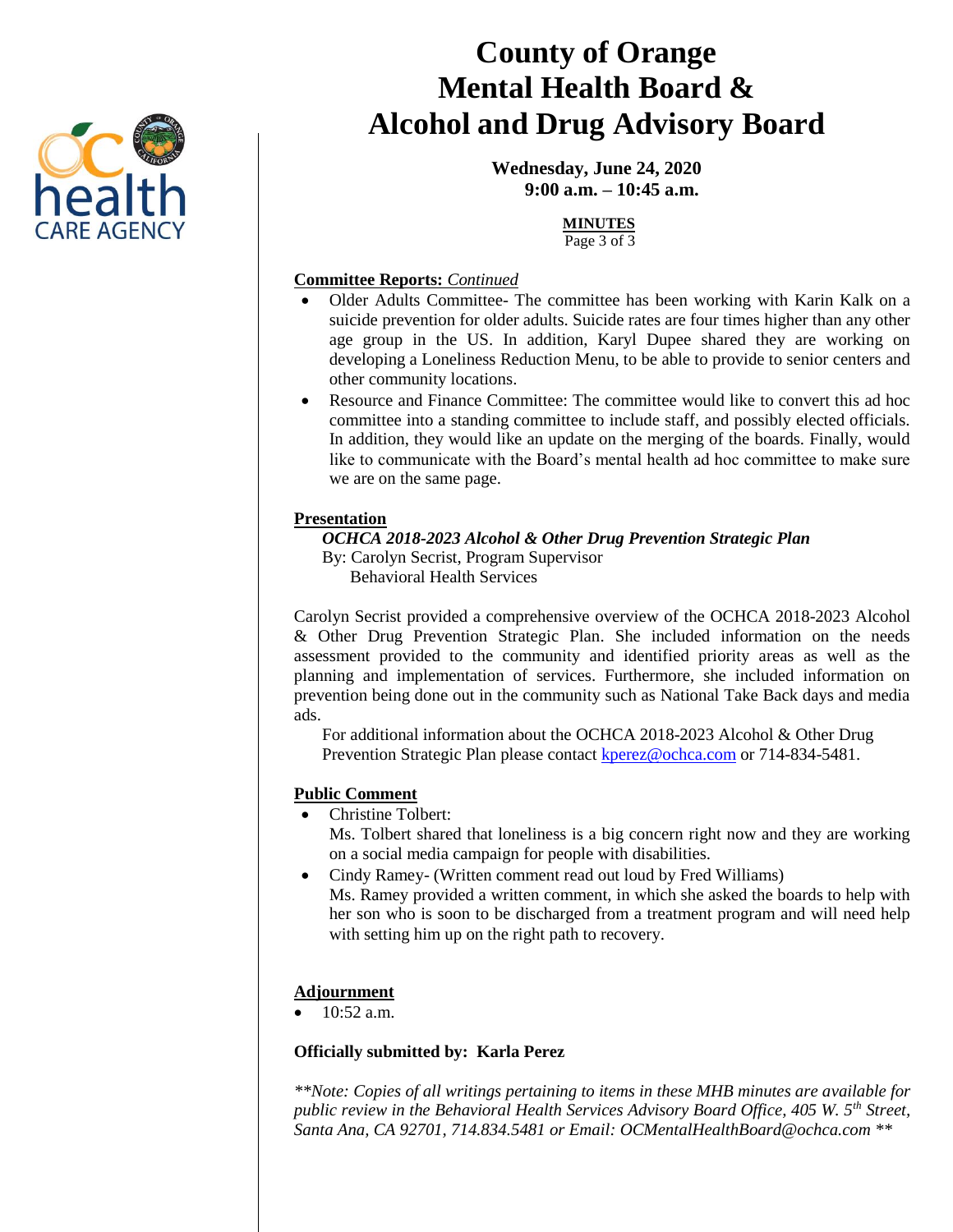# County of Orange Mental Health Board & Alcohol and Drug Advisory Board

**Wednesday, June 24, 2020**
**9:00 a.m. – 10:45 a.m.**

**MINUTES**

**Committee Reports:** *Continued*

- Older Adults Committee- The committee has been working with Karin Kalk on a suicide prevention for older adults. Suicide rates are four times higher than any other age group in the US. In addition, Karyl Dupee shared they are working on developing a Loneliness Reduction Menu, to be able to provide to senior centers and other community locations.
- Resource and Finance Committee: The committee would like to convert this ad hoc committee into a standing committee to include staff, and possibly elected officials. In addition, they would like an update on the merging of the boards. Finally, would like to communicate with the Board's mental health ad hoc committee to make sure we are on the same page.

**Presentation**

***OCHCA 2018-2023 Alcohol & Other Drug Prevention Strategic Plan***
By: Carolyn Secrist, Program Supervisor
Behavioral Health Services

Carolyn Secrist provided a comprehensive overview of the OCHCA 2018-2023 Alcohol & Other Drug Prevention Strategic Plan. She included information on the needs assessment provided to the community and identified priority areas as well as the planning and implementation of services. Furthermore, she included information on prevention being done out in the community such as National Take Back days and media ads.

For additional information about the OCHCA 2018-2023 Alcohol & Other Drug Prevention Strategic Plan please contact kperez@ochca.com or 714-834-5481.

**Public Comment**

- Christine Tolbert:
  Ms. Tolbert shared that loneliness is a big concern right now and they are working on a social media campaign for people with disabilities.
- Cindy Ramey- (Written comment read out loud by Fred Williams)
  Ms. Ramey provided a written comment, in which she asked the boards to help with her son who is soon to be discharged from a treatment program and will need help with setting him up on the right path to recovery.

**Adjournment**

- 10:52 a.m.

**Officially submitted by: Karla Perez**

*\*\*Note: Copies of all writings pertaining to items in these MHB minutes are available for public review in the Behavioral Health Services Advisory Board Office, 405 W. 5th Street, Santa Ana, CA 92701, 714.834.5481 or Email: OCMentalHealthBoard@ochca.com \*\**